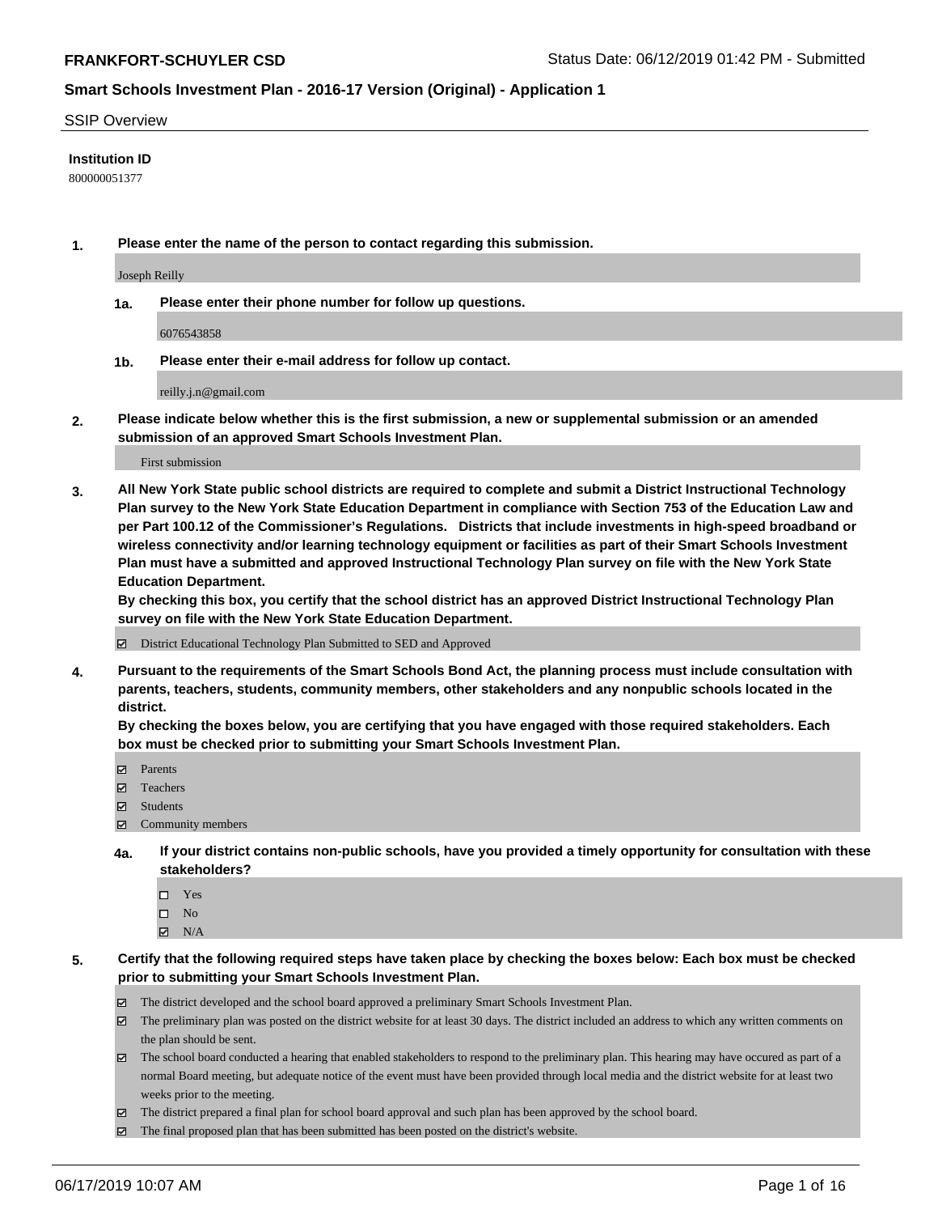# FRANKFORT-SCHUYLER CSD

Status Date: 06/12/2019 01:42 PM - Submitted

## Smart Schools Investment Plan - 2016-17 Version (Original) - Application 1

SSIP Overview

**Institution ID**

800000051377

**1. Please enter the name of the person to contact regarding this submission.**

Joseph Reilly

**1a. Please enter their phone number for follow up questions.**

6076543858

**1b. Please enter their e-mail address for follow up contact.**

reilly.j.n@gmail.com

**2. Please indicate below whether this is the first submission, a new or supplemental submission or an amended submission of an approved Smart Schools Investment Plan.**

First submission

**3. All New York State public school districts are required to complete and submit a District Instructional Technology Plan survey to the New York State Education Department in compliance with Section 753 of the Education Law and per Part 100.12 of the Commissioner's Regulations. Districts that include investments in high-speed broadband or wireless connectivity and/or learning technology equipment or facilities as part of their Smart Schools Investment Plan must have a submitted and approved Instructional Technology Plan survey on file with the New York State Education Department.**

**By checking this box, you certify that the school district has an approved District Instructional Technology Plan survey on file with the New York State Education Department.**

- [x] District Educational Technology Plan Submitted to SED and Approved

**4. Pursuant to the requirements of the Smart Schools Bond Act, the planning process must include consultation with parents, teachers, students, community members, other stakeholders and any nonpublic schools located in the district.**

**By checking the boxes below, you are certifying that you have engaged with those required stakeholders. Each box must be checked prior to submitting your Smart Schools Investment Plan.**

- [x] Parents
- [x] Teachers
- [x] Students
- [x] Community members

**4a. If your district contains non-public schools, have you provided a timely opportunity for consultation with these stakeholders?**

- [ ] Yes
- [ ] No
- [x] N/A

**5. Certify that the following required steps have taken place by checking the boxes below: Each box must be checked prior to submitting your Smart Schools Investment Plan.**

- [x] The district developed and the school board approved a preliminary Smart Schools Investment Plan.
- [x] The preliminary plan was posted on the district website for at least 30 days. The district included an address to which any written comments on the plan should be sent.
- [x] The school board conducted a hearing that enabled stakeholders to respond to the preliminary plan. This hearing may have occured as part of a normal Board meeting, but adequate notice of the event must have been provided through local media and the district website for at least two weeks prior to the meeting.
- [x] The district prepared a final plan for school board approval and such plan has been approved by the school board.
- [x] The final proposed plan that has been submitted has been posted on the district's website.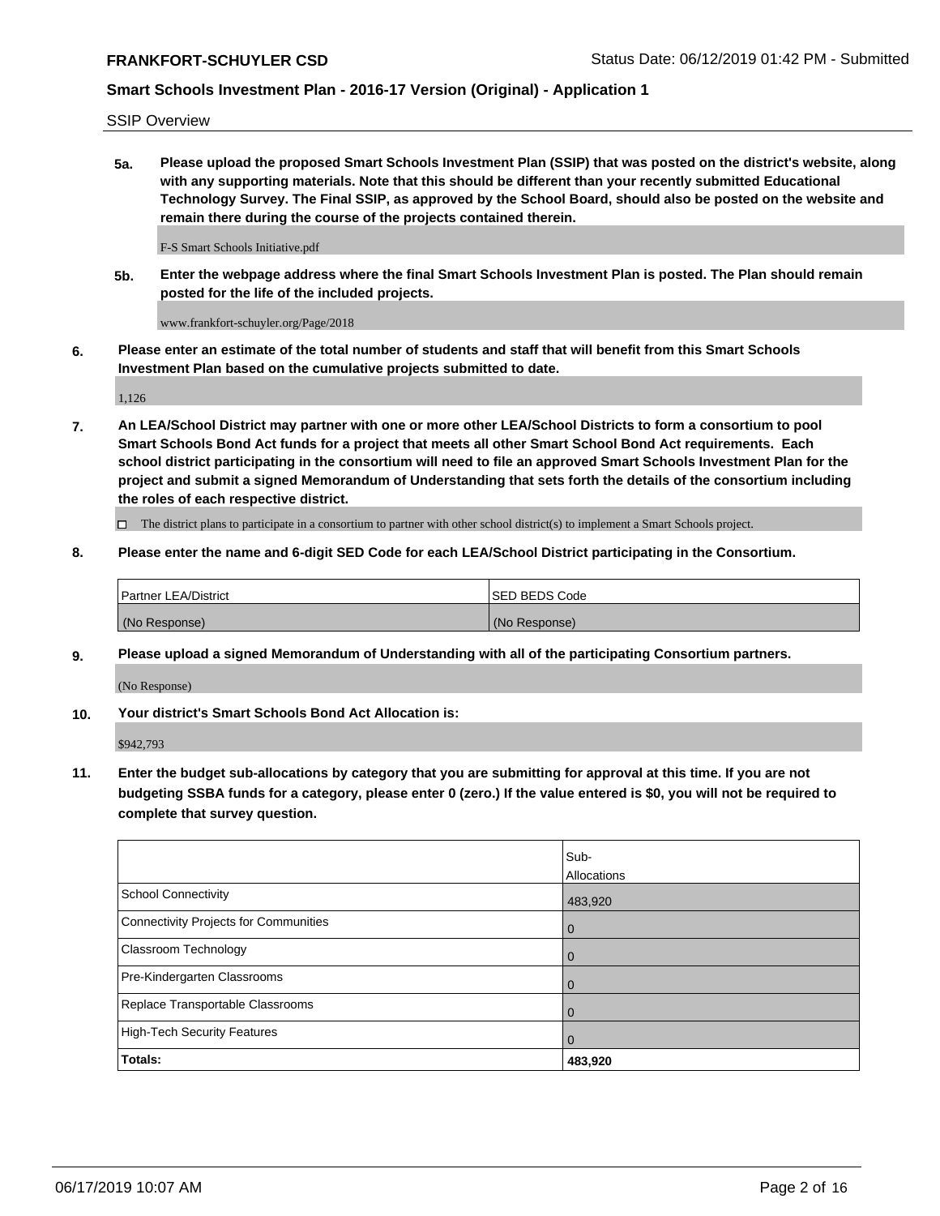SSIP Overview

**5a. Please upload the proposed Smart Schools Investment Plan (SSIP) that was posted on the district's website, along with any supporting materials. Note that this should be different than your recently submitted Educational Technology Survey. The Final SSIP, as approved by the School Board, should also be posted on the website and remain there during the course of the projects contained therein.**

F-S Smart Schools Initiative.pdf

**5b. Enter the webpage address where the final Smart Schools Investment Plan is posted. The Plan should remain posted for the life of the included projects.**

www.frankfort-schuyler.org/Page/2018

**6. Please enter an estimate of the total number of students and staff that will benefit from this Smart Schools Investment Plan based on the cumulative projects submitted to date.**

1,126

**7. An LEA/School District may partner with one or more other LEA/School Districts to form a consortium to pool Smart Schools Bond Act funds for a project that meets all other Smart School Bond Act requirements. Each school district participating in the consortium will need to file an approved Smart Schools Investment Plan for the project and submit a signed Memorandum of Understanding that sets forth the details of the consortium including the roles of each respective district.**

☐ The district plans to participate in a consortium to partner with other school district(s) to implement a Smart Schools project.

**8. Please enter the name and 6-digit SED Code for each LEA/School District participating in the Consortium.**

| Partner LEA/District | SED BEDS Code |
|---|---|
| (No Response) | (No Response) |

**9. Please upload a signed Memorandum of Understanding with all of the participating Consortium partners.**

(No Response)

**10. Your district's Smart Schools Bond Act Allocation is:**

$942,793

**11. Enter the budget sub-allocations by category that you are submitting for approval at this time. If you are not budgeting SSBA funds for a category, please enter 0 (zero.) If the value entered is $0, you will not be required to complete that survey question.**

| | Sub-Allocations |
|---|---|
| School Connectivity | 483,920 |
| Connectivity Projects for Communities | 0 |
| Classroom Technology | 0 |
| Pre-Kindergarten Classrooms | 0 |
| Replace Transportable Classrooms | 0 |
| High-Tech Security Features | 0 |
| **Totals:** | **483,920** |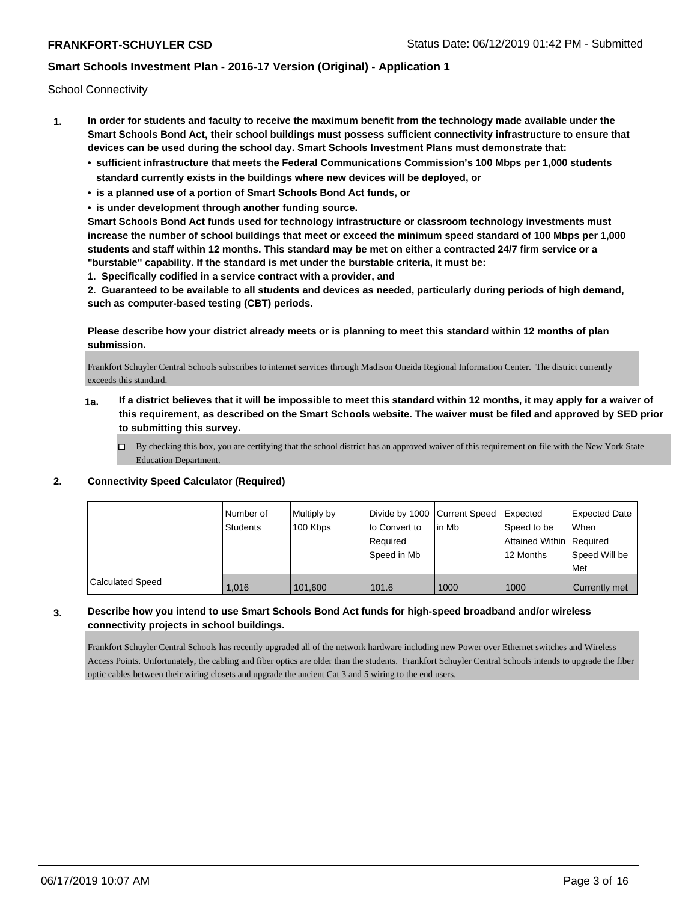School Connectivity

1. **In order for students and faculty to receive the maximum benefit from the technology made available under the Smart Schools Bond Act, their school buildings must possess sufficient connectivity infrastructure to ensure that devices can be used during the school day. Smart Schools Investment Plans must demonstrate that:**
   - **sufficient infrastructure that meets the Federal Communications Commission's 100 Mbps per 1,000 students standard currently exists in the buildings where new devices will be deployed, or**
   - **is a planned use of a portion of Smart Schools Bond Act funds, or**
   - **is under development through another funding source.**

   **Smart Schools Bond Act funds used for technology infrastructure or classroom technology investments must increase the number of school buildings that meet or exceed the minimum speed standard of 100 Mbps per 1,000 students and staff within 12 months. This standard may be met on either a contracted 24/7 firm service or a "burstable" capability. If the standard is met under the burstable criteria, it must be:**

   **1. Specifically codified in a service contract with a provider, and**

   **2. Guaranteed to be available to all students and devices as needed, particularly during periods of high demand, such as computer-based testing (CBT) periods.**

   **Please describe how your district already meets or is planning to meet this standard within 12 months of plan submission.**

   Frankfort Schuyler Central Schools subscribes to internet services through Madison Oneida Regional Information Center. The district currently exceeds this standard.

   **1a. If a district believes that it will be impossible to meet this standard within 12 months, it may apply for a waiver of this requirement, as described on the Smart Schools website. The waiver must be filed and approved by SED prior to submitting this survey.**

   - [ ] By checking this box, you are certifying that the school district has an approved waiver of this requirement on file with the New York State Education Department.

2. **Connectivity Speed Calculator (Required)**

| | Number of Students | Multiply by 100 Kbps | Divide by 1000 to Convert to Required Speed in Mb | Current Speed in Mb | Expected Speed to be Attained Within 12 Months | Expected Date When Required Speed Will be Met |
|---|---|---|---|---|---|---|
| Calculated Speed | 1,016 | 101,600 | 101.6 | 1000 | 1000 | Currently met |

3. **Describe how you intend to use Smart Schools Bond Act funds for high-speed broadband and/or wireless connectivity projects in school buildings.**

   Frankfort Schuyler Central Schools has recently upgraded all of the network hardware including new Power over Ethernet switches and Wireless Access Points. Unfortunately, the cabling and fiber optics are older than the students. Frankfort Schuyler Central Schools intends to upgrade the fiber optic cables between their wiring closets and upgrade the ancient Cat 3 and 5 wiring to the end users.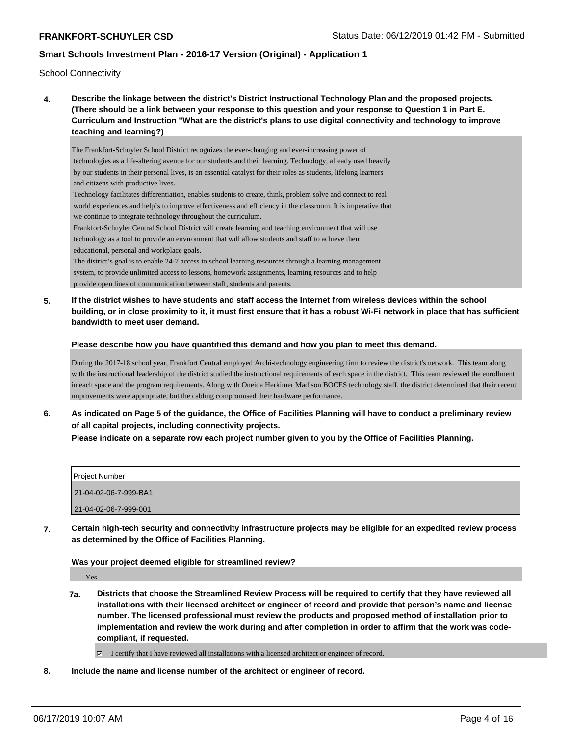School Connectivity

**4. Describe the linkage between the district's District Instructional Technology Plan and the proposed projects. (There should be a link between your response to this question and your response to Question 1 in Part E. Curriculum and Instruction "What are the district's plans to use digital connectivity and technology to improve teaching and learning?)**

The Frankfort-Schuyler School District recognizes the ever-changing and ever-increasing power of technologies as a life-altering avenue for our students and their learning. Technology, already used heavily by our students in their personal lives, is an essential catalyst for their roles as students, lifelong learners and citizens with productive lives.

Technology facilitates differentiation, enables students to create, think, problem solve and connect to real world experiences and help's to improve effectiveness and efficiency in the classroom. It is imperative that we continue to integrate technology throughout the curriculum.

Frankfort-Schuyler Central School District will create learning and teaching environment that will use technology as a tool to provide an environment that will allow students and staff to achieve their educational, personal and workplace goals.

The district's goal is to enable 24-7 access to school learning resources through a learning management system, to provide unlimited access to lessons, homework assignments, learning resources and to help provide open lines of communication between staff, students and parents.

**5. If the district wishes to have students and staff access the Internet from wireless devices within the school building, or in close proximity to it, it must first ensure that it has a robust Wi-Fi network in place that has sufficient bandwidth to meet user demand.**

**Please describe how you have quantified this demand and how you plan to meet this demand.**

During the 2017-18 school year, Frankfort Central employed Archi-technology engineering firm to review the district's network. This team along with the instructional leadership of the district studied the instructional requirements of each space in the district. This team reviewed the enrollment in each space and the program requirements. Along with Oneida Herkimer Madison BOCES technology staff, the district determined that their recent improvements were appropriate, but the cabling compromised their hardware performance.

**6. As indicated on Page 5 of the guidance, the Office of Facilities Planning will have to conduct a preliminary review of all capital projects, including connectivity projects.**
**Please indicate on a separate row each project number given to you by the Office of Facilities Planning.**

| Project Number |
| --- |
| 21-04-02-06-7-999-BA1 |
| 21-04-02-06-7-999-001 |

**7. Certain high-tech security and connectivity infrastructure projects may be eligible for an expedited review process as determined by the Office of Facilities Planning.**

**Was your project deemed eligible for streamlined review?**

Yes

**7a. Districts that choose the Streamlined Review Process will be required to certify that they have reviewed all installations with their licensed architect or engineer of record and provide that person's name and license number. The licensed professional must review the products and proposed method of installation prior to implementation and review the work during and after completion in order to affirm that the work was code-compliant, if requested.**

☑ I certify that I have reviewed all installations with a licensed architect or engineer of record.

**8. Include the name and license number of the architect or engineer of record.**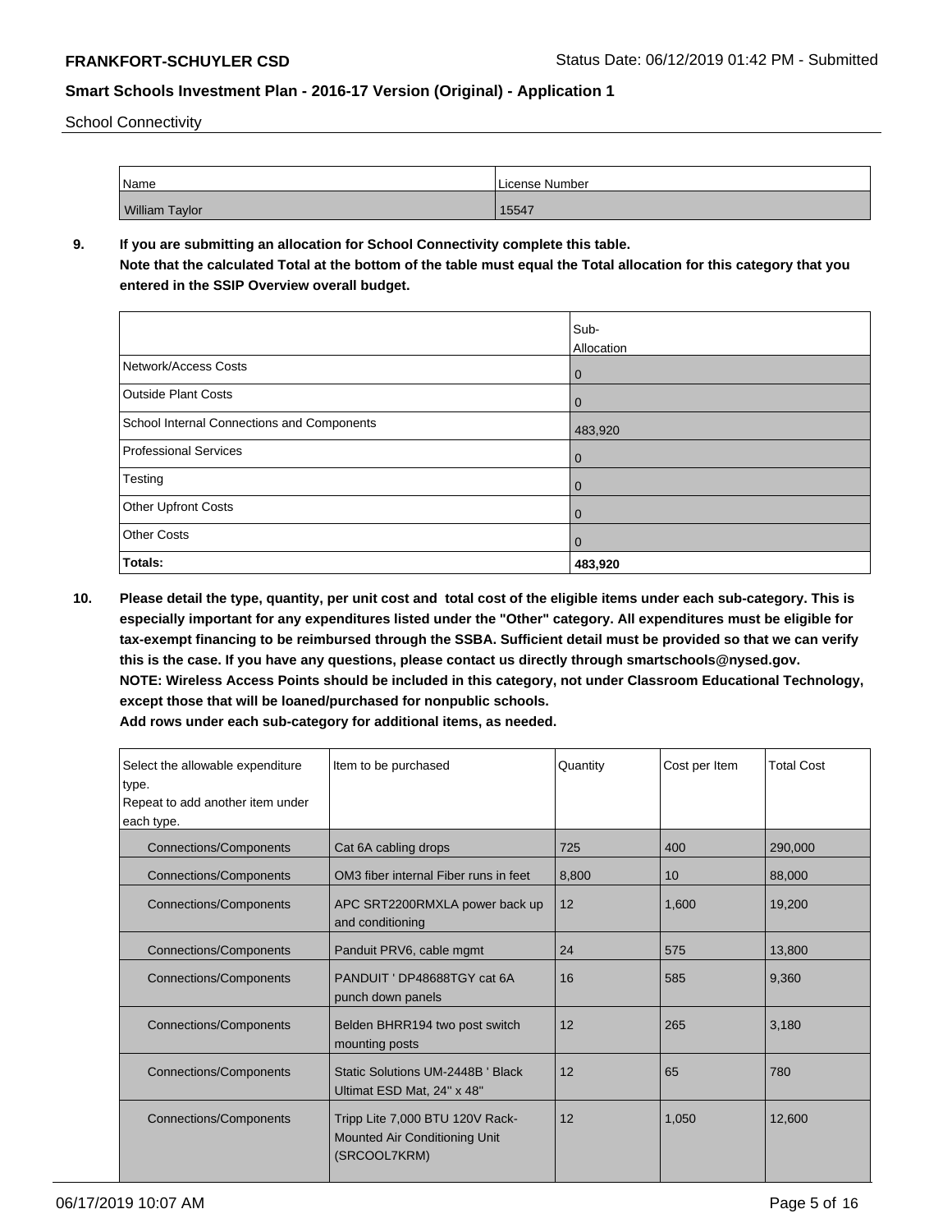School Connectivity

| Name | License Number |
| --- | --- |
| William Taylor | 15547 |

**9. If you are submitting an allocation for School Connectivity complete this table.**
**Note that the calculated Total at the bottom of the table must equal the Total allocation for this category that you entered in the SSIP Overview overall budget.**

| | Sub-Allocation |
| --- | --- |
| Network/Access Costs | 0 |
| Outside Plant Costs | 0 |
| School Internal Connections and Components | 483,920 |
| Professional Services | 0 |
| Testing | 0 |
| Other Upfront Costs | 0 |
| Other Costs | 0 |
| **Totals:** | **483,920** |

**10. Please detail the type, quantity, per unit cost and total cost of the eligible items under each sub-category. This is especially important for any expenditures listed under the "Other" category. All expenditures must be eligible for tax-exempt financing to be reimbursed through the SSBA. Sufficient detail must be provided so that we can verify this is the case. If you have any questions, please contact us directly through smartschools@nysed.gov.**
**NOTE: Wireless Access Points should be included in this category, not under Classroom Educational Technology, except those that will be loaned/purchased for nonpublic schools.**
**Add rows under each sub-category for additional items, as needed.**

| Select the allowable expenditure type. Repeat to add another item under each type. | Item to be purchased | Quantity | Cost per Item | Total Cost |
| --- | --- | --- | --- | --- |
| Connections/Components | Cat 6A cabling drops | 725 | 400 | 290,000 |
| Connections/Components | OM3 fiber internal Fiber runs in feet | 8,800 | 10 | 88,000 |
| Connections/Components | APC SRT2200RMXLA power back up and conditioning | 12 | 1,600 | 19,200 |
| Connections/Components | Panduit PRV6, cable mgmt | 24 | 575 | 13,800 |
| Connections/Components | PANDUIT ' DP48688TGY cat 6A punch down panels | 16 | 585 | 9,360 |
| Connections/Components | Belden BHRR194 two post switch mounting posts | 12 | 265 | 3,180 |
| Connections/Components | Static Solutions UM-2448B ' Black Ultimat ESD Mat, 24" x 48" | 12 | 65 | 780 |
| Connections/Components | Tripp Lite 7,000 BTU 120V Rack-Mounted Air Conditioning Unit (SRCOOL7KRM) | 12 | 1,050 | 12,600 |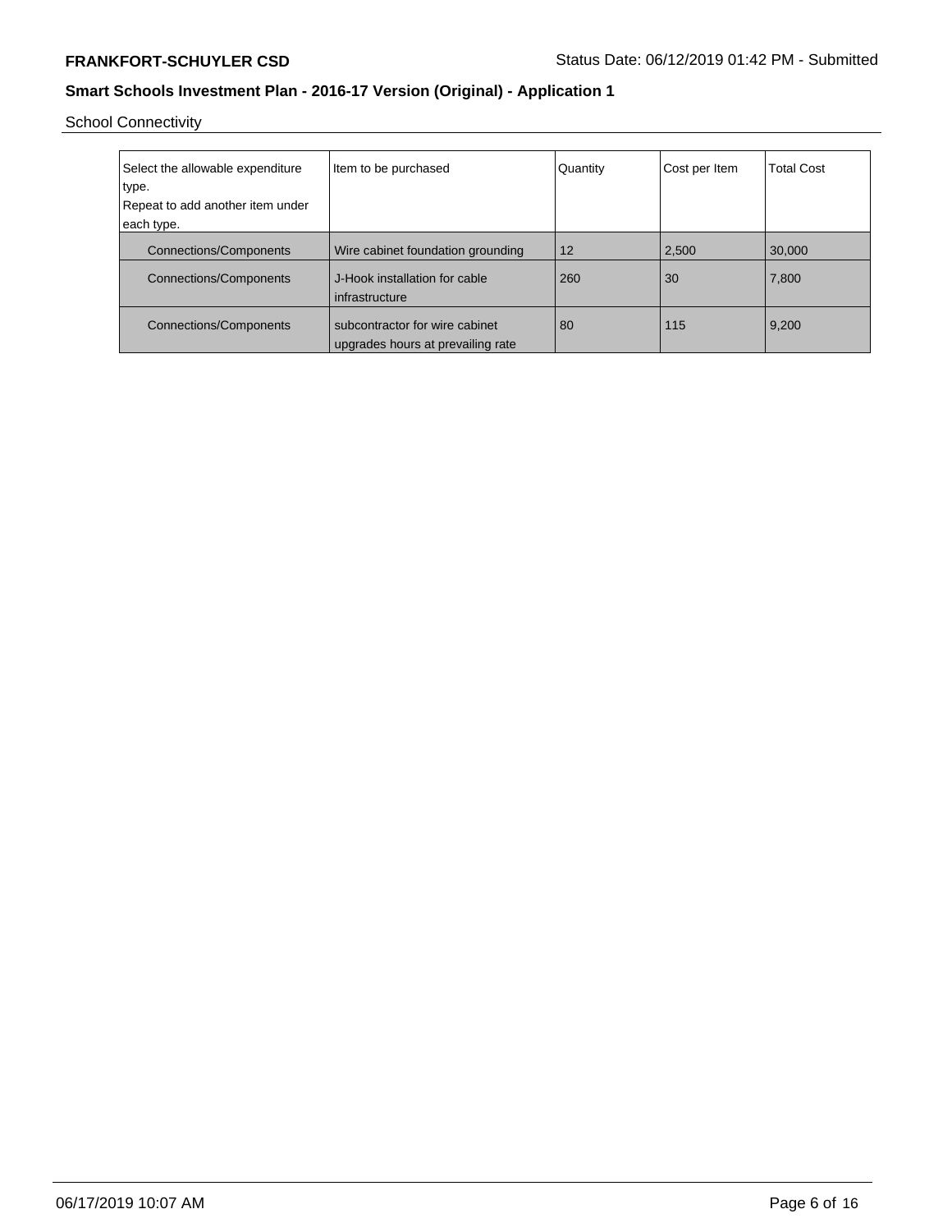School Connectivity

| Select the allowable expenditure type. Repeat to add another item under each type. | Item to be purchased | Quantity | Cost per Item | Total Cost |
|---|---|---|---|---|
| Connections/Components | Wire cabinet foundation grounding | 12 | 2,500 | 30,000 |
| Connections/Components | J-Hook installation for cable infrastructure | 260 | 30 | 7,800 |
| Connections/Components | subcontractor for wire cabinet upgrades hours at prevailing rate | 80 | 115 | 9,200 |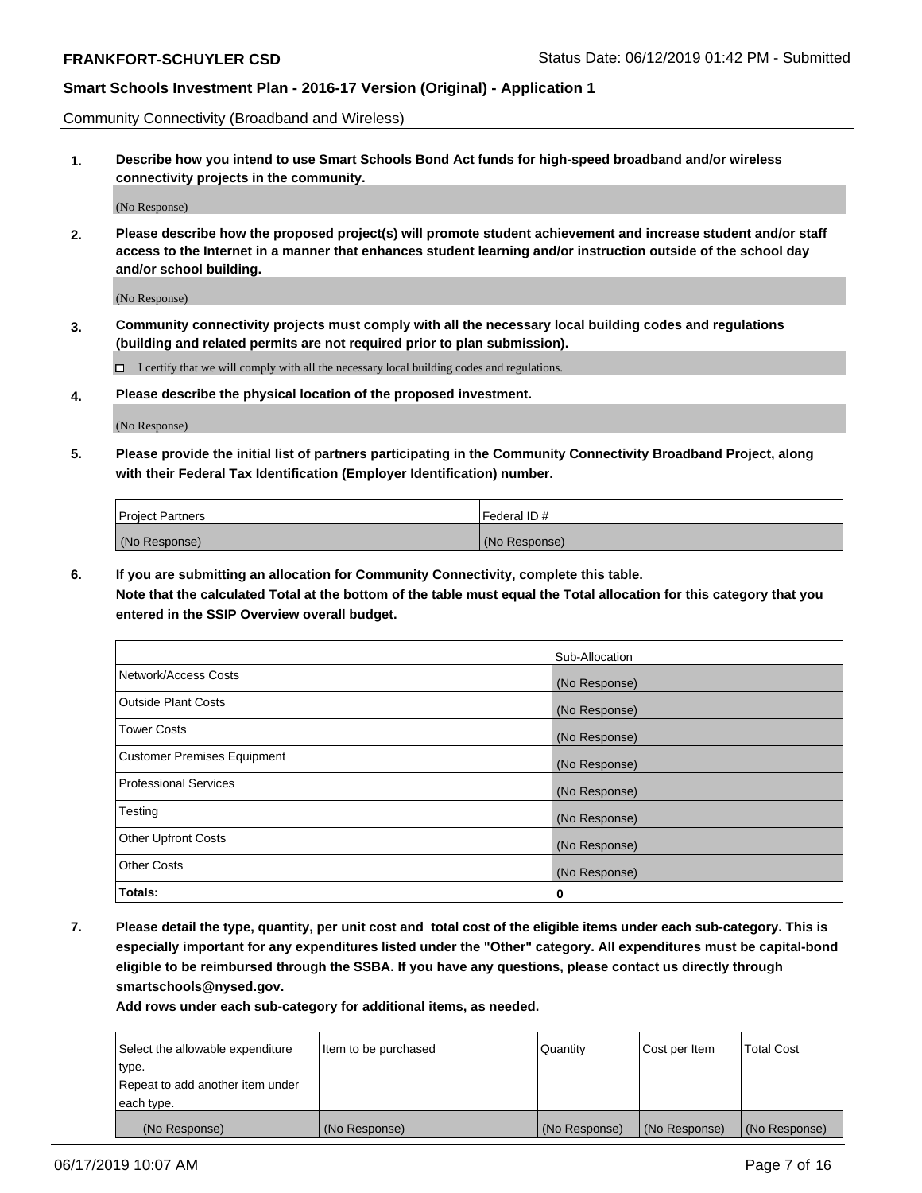Community Connectivity (Broadband and Wireless)

**1. Describe how you intend to use Smart Schools Bond Act funds for high-speed broadband and/or wireless connectivity projects in the community.**

(No Response)

**2. Please describe how the proposed project(s) will promote student achievement and increase student and/or staff access to the Internet in a manner that enhances student learning and/or instruction outside of the school day and/or school building.**

(No Response)

**3. Community connectivity projects must comply with all the necessary local building codes and regulations (building and related permits are not required prior to plan submission).**

☐ I certify that we will comply with all the necessary local building codes and regulations.

**4. Please describe the physical location of the proposed investment.**

(No Response)

**5. Please provide the initial list of partners participating in the Community Connectivity Broadband Project, along with their Federal Tax Identification (Employer Identification) number.**

| Project Partners | Federal ID # |
|---|---|
| (No Response) | (No Response) |

**6. If you are submitting an allocation for Community Connectivity, complete this table.**
**Note that the calculated Total at the bottom of the table must equal the Total allocation for this category that you entered in the SSIP Overview overall budget.**

| | Sub-Allocation |
|---|---|
| Network/Access Costs | (No Response) |
| Outside Plant Costs | (No Response) |
| Tower Costs | (No Response) |
| Customer Premises Equipment | (No Response) |
| Professional Services | (No Response) |
| Testing | (No Response) |
| Other Upfront Costs | (No Response) |
| Other Costs | (No Response) |
| **Totals:** | 0 |

**7. Please detail the type, quantity, per unit cost and total cost of the eligible items under each sub-category. This is especially important for any expenditures listed under the "Other" category. All expenditures must be capital-bond eligible to be reimbursed through the SSBA. If you have any questions, please contact us directly through smartschools@nysed.gov.**

**Add rows under each sub-category for additional items, as needed.**

| Select the allowable expenditure type. Repeat to add another item under each type. | Item to be purchased | Quantity | Cost per Item | Total Cost |
|---|---|---|---|---|
| (No Response) | (No Response) | (No Response) | (No Response) | (No Response) |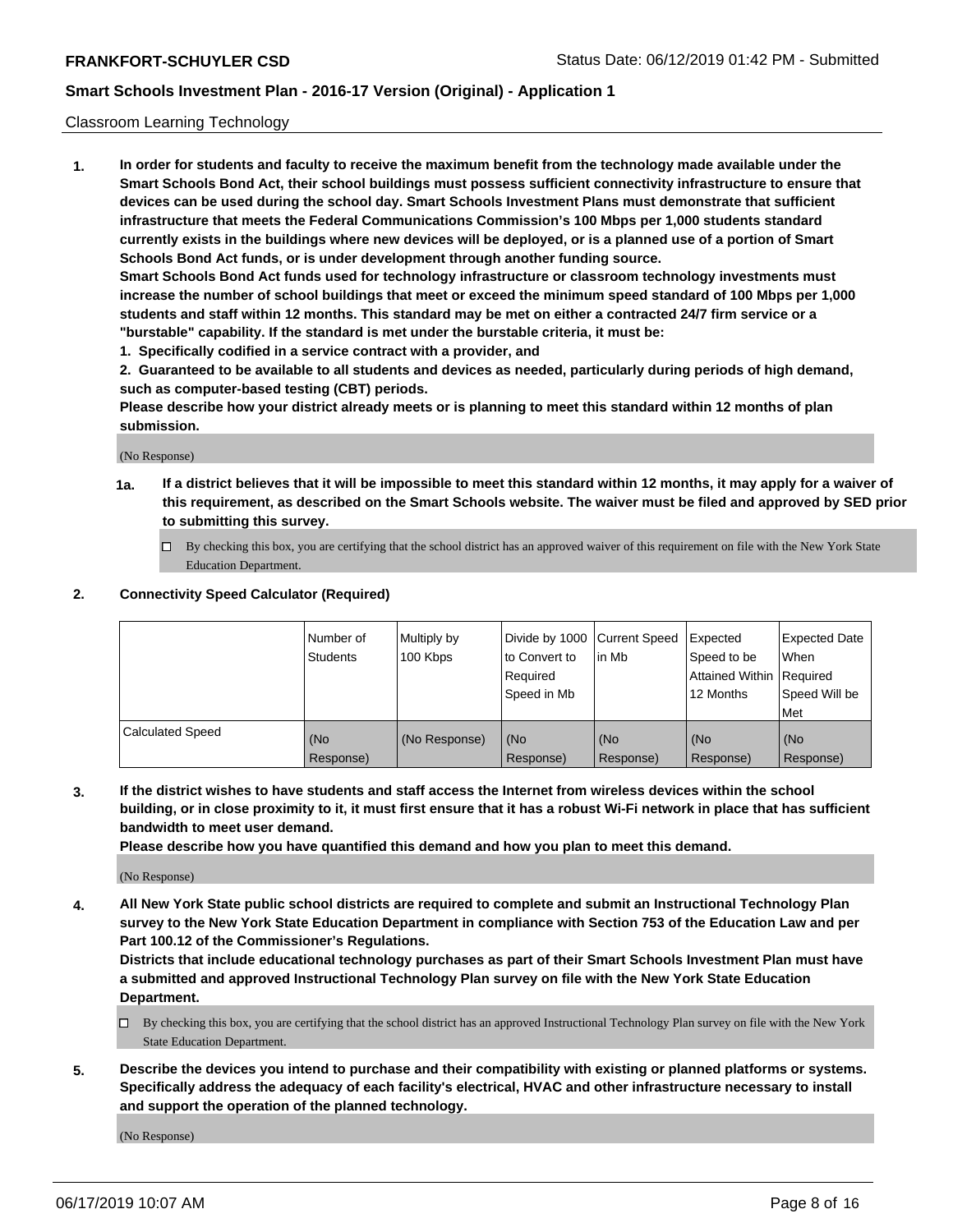Classroom Learning Technology

**1. In order for students and faculty to receive the maximum benefit from the technology made available under the Smart Schools Bond Act, their school buildings must possess sufficient connectivity infrastructure to ensure that devices can be used during the school day. Smart Schools Investment Plans must demonstrate that sufficient infrastructure that meets the Federal Communications Commission's 100 Mbps per 1,000 students standard currently exists in the buildings where new devices will be deployed, or is a planned use of a portion of Smart Schools Bond Act funds, or is under development through another funding source.**

**Smart Schools Bond Act funds used for technology infrastructure or classroom technology investments must increase the number of school buildings that meet or exceed the minimum speed standard of 100 Mbps per 1,000 students and staff within 12 months. This standard may be met on either a contracted 24/7 firm service or a "burstable" capability. If the standard is met under the burstable criteria, it must be:**

**1. Specifically codified in a service contract with a provider, and**

**2. Guaranteed to be available to all students and devices as needed, particularly during periods of high demand, such as computer-based testing (CBT) periods.**

**Please describe how your district already meets or is planning to meet this standard within 12 months of plan submission.**

(No Response)

**1a. If a district believes that it will be impossible to meet this standard within 12 months, it may apply for a waiver of this requirement, as described on the Smart Schools website. The waiver must be filed and approved by SED prior to submitting this survey.**

☐ By checking this box, you are certifying that the school district has an approved waiver of this requirement on file with the New York State Education Department.

**2. Connectivity Speed Calculator (Required)**

| | Number of Students | Multiply by 100 Kbps | Divide by 1000 to Convert to Required Speed in Mb | Current Speed in Mb | Expected Speed to be Attained Within 12 Months | Expected Date When Required Speed Will be Met |
|---|---|---|---|---|---|---|
| Calculated Speed | (No Response) | (No Response) | (No Response) | (No Response) | (No Response) | (No Response) |

**3. If the district wishes to have students and staff access the Internet from wireless devices within the school building, or in close proximity to it, it must first ensure that it has a robust Wi-Fi network in place that has sufficient bandwidth to meet user demand.**

**Please describe how you have quantified this demand and how you plan to meet this demand.**

(No Response)

**4. All New York State public school districts are required to complete and submit an Instructional Technology Plan survey to the New York State Education Department in compliance with Section 753 of the Education Law and per Part 100.12 of the Commissioner's Regulations.**

**Districts that include educational technology purchases as part of their Smart Schools Investment Plan must have a submitted and approved Instructional Technology Plan survey on file with the New York State Education Department.**

☐ By checking this box, you are certifying that the school district has an approved Instructional Technology Plan survey on file with the New York State Education Department.

**5. Describe the devices you intend to purchase and their compatibility with existing or planned platforms or systems. Specifically address the adequacy of each facility's electrical, HVAC and other infrastructure necessary to install and support the operation of the planned technology.**

(No Response)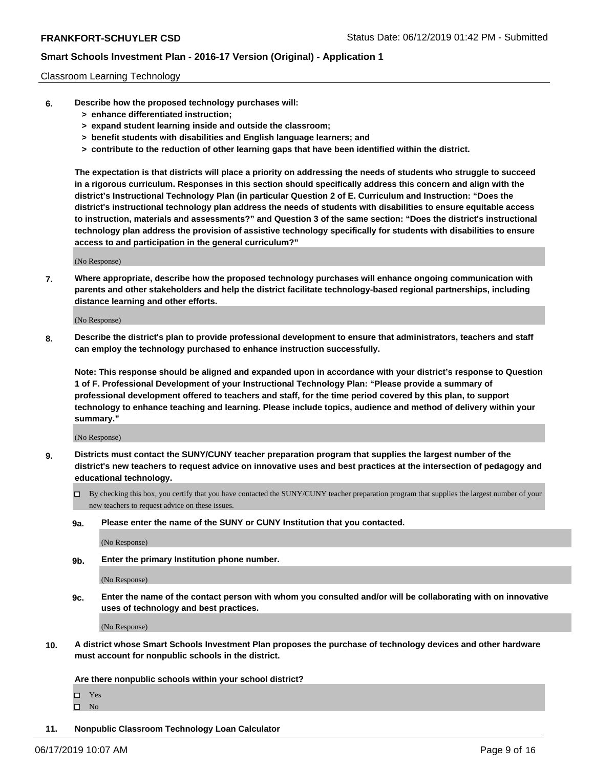Classroom Learning Technology

**6. Describe how the proposed technology purchases will:**

- **> enhance differentiated instruction;**
- **> expand student learning inside and outside the classroom;**
- **> benefit students with disabilities and English language learners; and**
- **> contribute to the reduction of other learning gaps that have been identified within the district.**

**The expectation is that districts will place a priority on addressing the needs of students who struggle to succeed in a rigorous curriculum. Responses in this section should specifically address this concern and align with the district's Instructional Technology Plan (in particular Question 2 of E. Curriculum and Instruction: "Does the district's instructional technology plan address the needs of students with disabilities to ensure equitable access to instruction, materials and assessments?" and Question 3 of the same section: "Does the district's instructional technology plan address the provision of assistive technology specifically for students with disabilities to ensure access to and participation in the general curriculum?"**

(No Response)

**7. Where appropriate, describe how the proposed technology purchases will enhance ongoing communication with parents and other stakeholders and help the district facilitate technology-based regional partnerships, including distance learning and other efforts.**

(No Response)

**8. Describe the district's plan to provide professional development to ensure that administrators, teachers and staff can employ the technology purchased to enhance instruction successfully.**

**Note: This response should be aligned and expanded upon in accordance with your district's response to Question 1 of F. Professional Development of your Instructional Technology Plan: "Please provide a summary of professional development offered to teachers and staff, for the time period covered by this plan, to support technology to enhance teaching and learning. Please include topics, audience and method of delivery within your summary."**

(No Response)

**9. Districts must contact the SUNY/CUNY teacher preparation program that supplies the largest number of the district's new teachers to request advice on innovative uses and best practices at the intersection of pedagogy and educational technology.**

☐ By checking this box, you certify that you have contacted the SUNY/CUNY teacher preparation program that supplies the largest number of your new teachers to request advice on these issues.

**9a. Please enter the name of the SUNY or CUNY Institution that you contacted.**

(No Response)

**9b. Enter the primary Institution phone number.**

(No Response)

**9c. Enter the name of the contact person with whom you consulted and/or will be collaborating with on innovative uses of technology and best practices.**

(No Response)

**10. A district whose Smart Schools Investment Plan proposes the purchase of technology devices and other hardware must account for nonpublic schools in the district.**

**Are there nonpublic schools within your school district?**

☐ Yes
☐ No

**11. Nonpublic Classroom Technology Loan Calculator**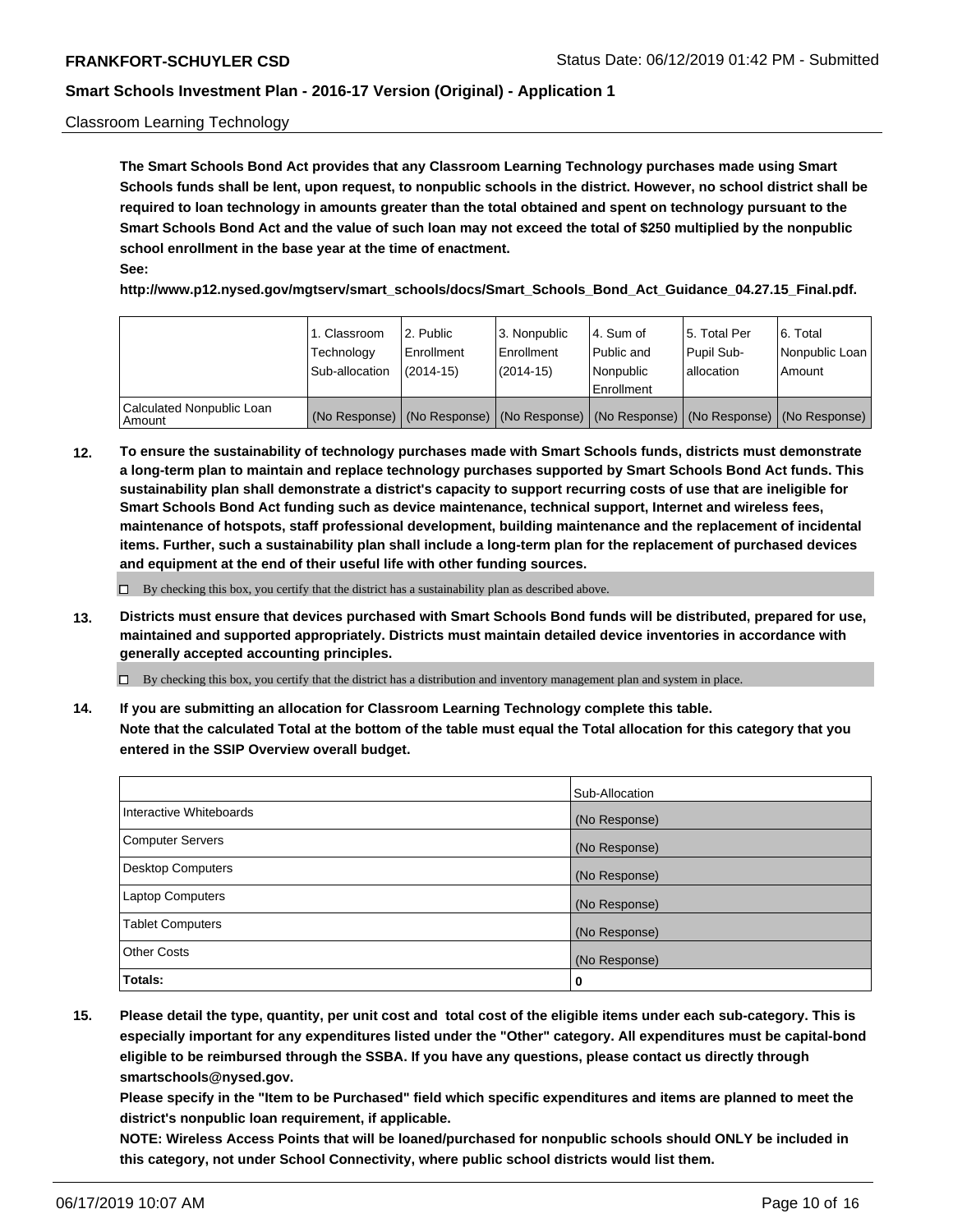Classroom Learning Technology

**The Smart Schools Bond Act provides that any Classroom Learning Technology purchases made using Smart Schools funds shall be lent, upon request, to nonpublic schools in the district. However, no school district shall be required to loan technology in amounts greater than the total obtained and spent on technology pursuant to the Smart Schools Bond Act and the value of such loan may not exceed the total of $250 multiplied by the nonpublic school enrollment in the base year at the time of enactment.**

**See:**

**http://www.p12.nysed.gov/mgtserv/smart_schools/docs/Smart_Schools_Bond_Act_Guidance_04.27.15_Final.pdf.**

| | 1. Classroom Technology Sub-allocation | 2. Public Enrollment (2014-15) | 3. Nonpublic Enrollment (2014-15) | 4. Sum of Public and Nonpublic Enrollment | 5. Total Per Pupil Sub-allocation | 6. Total Nonpublic Loan Amount |
|---|---|---|---|---|---|---|
| Calculated Nonpublic Loan Amount | (No Response) | (No Response) | (No Response) | (No Response) | (No Response) | (No Response) |

**12. To ensure the sustainability of technology purchases made with Smart Schools funds, districts must demonstrate a long-term plan to maintain and replace technology purchases supported by Smart Schools Bond Act funds. This sustainability plan shall demonstrate a district's capacity to support recurring costs of use that are ineligible for Smart Schools Bond Act funding such as device maintenance, technical support, Internet and wireless fees, maintenance of hotspots, staff professional development, building maintenance and the replacement of incidental items. Further, such a sustainability plan shall include a long-term plan for the replacement of purchased devices and equipment at the end of their useful life with other funding sources.**

☐ By checking this box, you certify that the district has a sustainability plan as described above.

**13. Districts must ensure that devices purchased with Smart Schools Bond funds will be distributed, prepared for use, maintained and supported appropriately. Districts must maintain detailed device inventories in accordance with generally accepted accounting principles.**

☐ By checking this box, you certify that the district has a distribution and inventory management plan and system in place.

**14. If you are submitting an allocation for Classroom Learning Technology complete this table. Note that the calculated Total at the bottom of the table must equal the Total allocation for this category that you entered in the SSIP Overview overall budget.**

| | Sub-Allocation |
|---|---|
| Interactive Whiteboards | (No Response) |
| Computer Servers | (No Response) |
| Desktop Computers | (No Response) |
| Laptop Computers | (No Response) |
| Tablet Computers | (No Response) |
| Other Costs | (No Response) |
| **Totals:** | 0 |

**15. Please detail the type, quantity, per unit cost and total cost of the eligible items under each sub-category. This is especially important for any expenditures listed under the "Other" category. All expenditures must be capital-bond eligible to be reimbursed through the SSBA. If you have any questions, please contact us directly through smartschools@nysed.gov.**

**Please specify in the "Item to be Purchased" field which specific expenditures and items are planned to meet the district's nonpublic loan requirement, if applicable.**

**NOTE: Wireless Access Points that will be loaned/purchased for nonpublic schools should ONLY be included in this category, not under School Connectivity, where public school districts would list them.**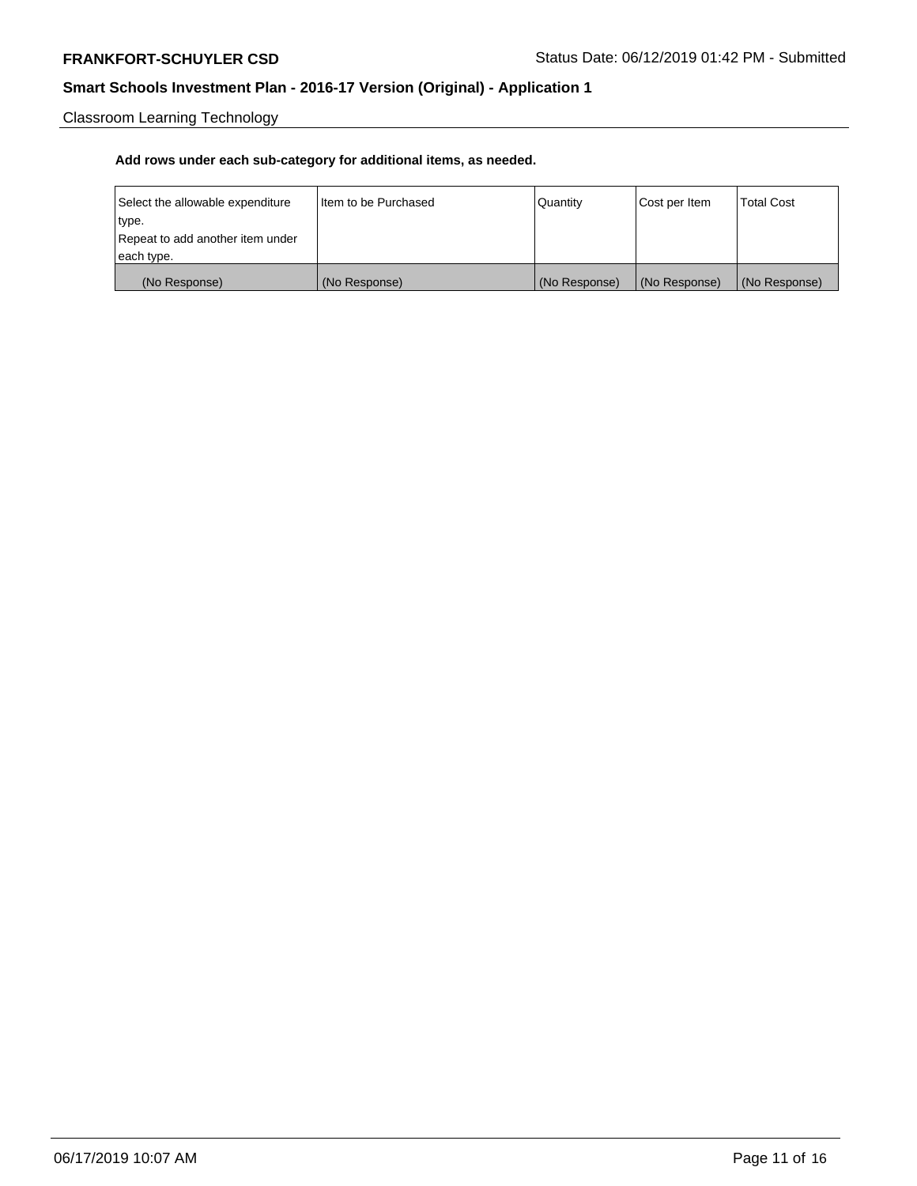Classroom Learning Technology

**Add rows under each sub-category for additional items, as needed.**

| Select the allowable expenditure type. Repeat to add another item under each type. | Item to be Purchased | Quantity | Cost per Item | Total Cost |
| --- | --- | --- | --- | --- |
| (No Response) | (No Response) | (No Response) | (No Response) | (No Response) |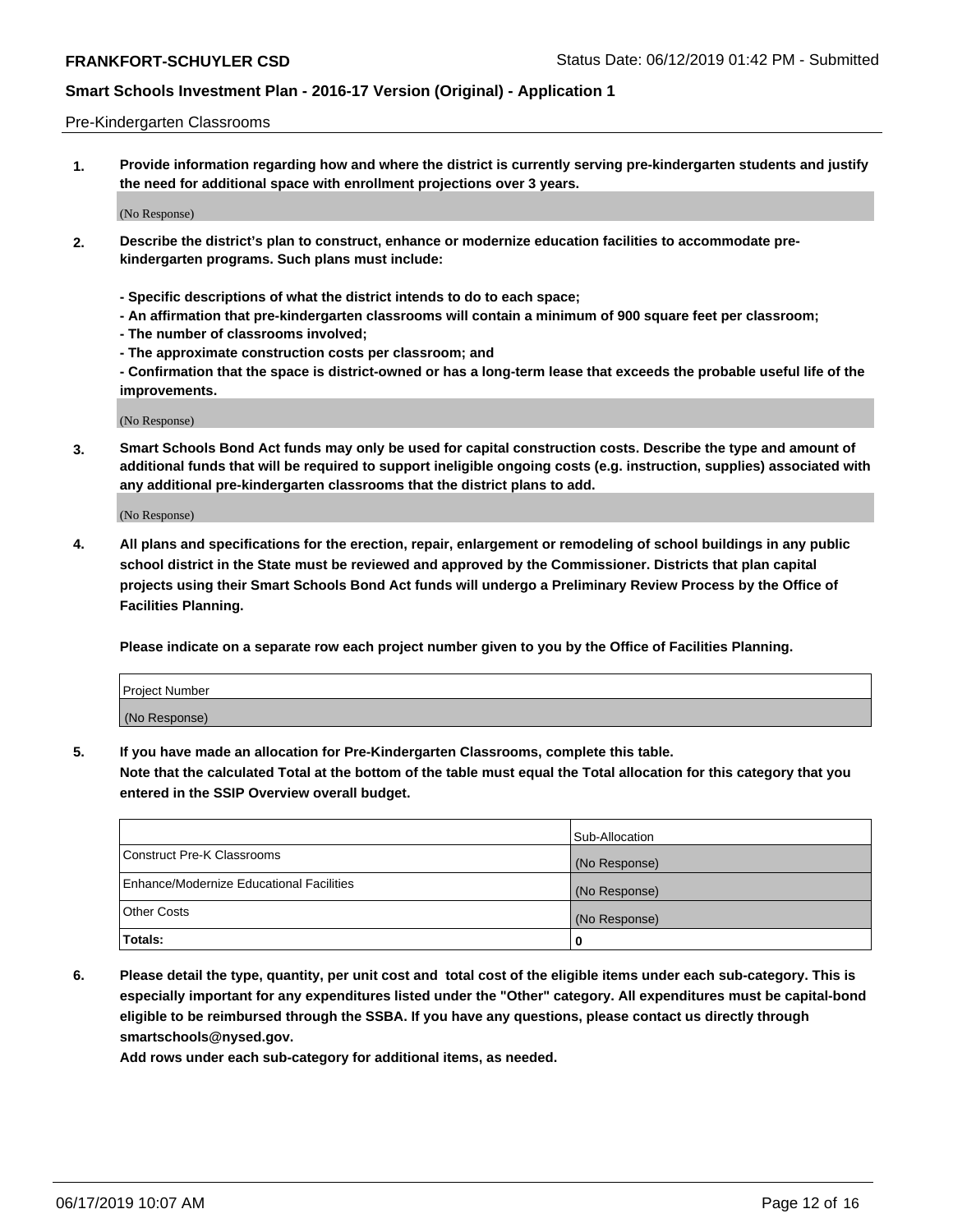Pre-Kindergarten Classrooms

1. **Provide information regarding how and where the district is currently serving pre-kindergarten students and justify the need for additional space with enrollment projections over 3 years.**

   (No Response)

2. **Describe the district's plan to construct, enhance or modernize education facilities to accommodate pre-kindergarten programs. Such plans must include:**

   **- Specific descriptions of what the district intends to do to each space;**
   **- An affirmation that pre-kindergarten classrooms will contain a minimum of 900 square feet per classroom;**
   **- The number of classrooms involved;**
   **- The approximate construction costs per classroom; and**
   **- Confirmation that the space is district-owned or has a long-term lease that exceeds the probable useful life of the improvements.**

   (No Response)

3. **Smart Schools Bond Act funds may only be used for capital construction costs. Describe the type and amount of additional funds that will be required to support ineligible ongoing costs (e.g. instruction, supplies) associated with any additional pre-kindergarten classrooms that the district plans to add.**

   (No Response)

4. **All plans and specifications for the erection, repair, enlargement or remodeling of school buildings in any public school district in the State must be reviewed and approved by the Commissioner. Districts that plan capital projects using their Smart Schools Bond Act funds will undergo a Preliminary Review Process by the Office of Facilities Planning.**

   **Please indicate on a separate row each project number given to you by the Office of Facilities Planning.**

| Project Number |
|---|
| (No Response) |

5. **If you have made an allocation for Pre-Kindergarten Classrooms, complete this table.**
   **Note that the calculated Total at the bottom of the table must equal the Total allocation for this category that you entered in the SSIP Overview overall budget.**

| | Sub-Allocation |
|---|---|
| Construct Pre-K Classrooms | (No Response) |
| Enhance/Modernize Educational Facilities | (No Response) |
| Other Costs | (No Response) |
| **Totals:** | **0** |

6. **Please detail the type, quantity, per unit cost and total cost of the eligible items under each sub-category. This is especially important for any expenditures listed under the "Other" category. All expenditures must be capital-bond eligible to be reimbursed through the SSBA. If you have any questions, please contact us directly through smartschools@nysed.gov.**
   **Add rows under each sub-category for additional items, as needed.**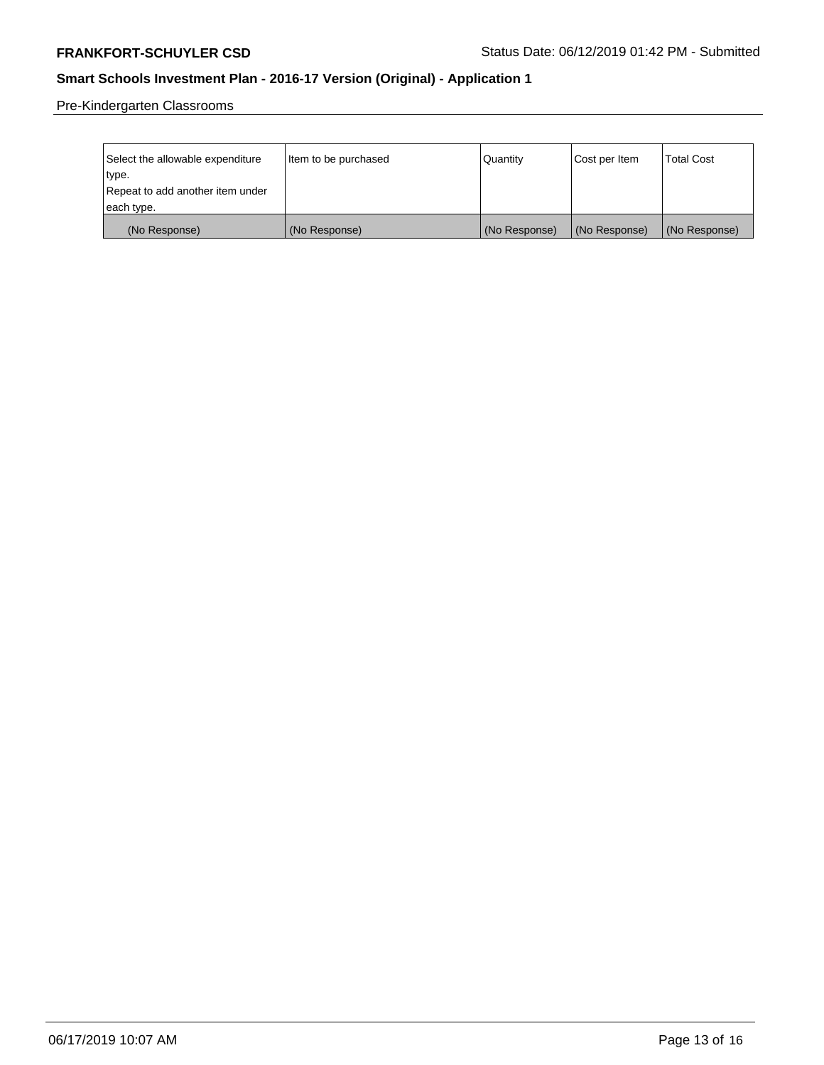Pre-Kindergarten Classrooms

| Select the allowable expenditure type. Repeat to add another item under each type. | Item to be purchased | Quantity | Cost per Item | Total Cost |
|---|---|---|---|---|
| (No Response) | (No Response) | (No Response) | (No Response) | (No Response) |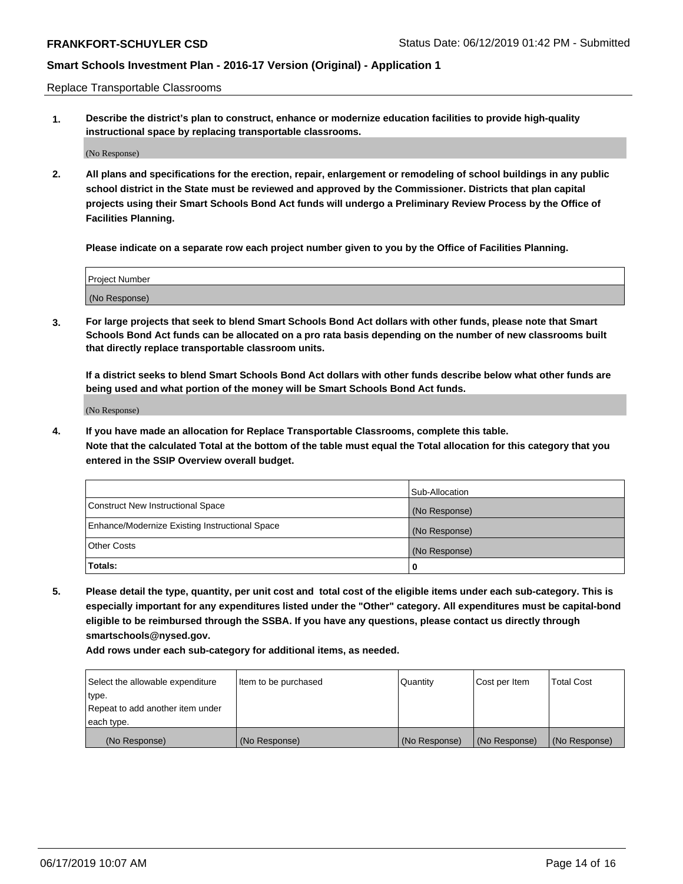Replace Transportable Classrooms

**1. Describe the district's plan to construct, enhance or modernize education facilities to provide high-quality instructional space by replacing transportable classrooms.**

(No Response)

**2. All plans and specifications for the erection, repair, enlargement or remodeling of school buildings in any public school district in the State must be reviewed and approved by the Commissioner. Districts that plan capital projects using their Smart Schools Bond Act funds will undergo a Preliminary Review Process by the Office of Facilities Planning.**

**Please indicate on a separate row each project number given to you by the Office of Facilities Planning.**

| Project Number |
|---|
| (No Response) |

**3. For large projects that seek to blend Smart Schools Bond Act dollars with other funds, please note that Smart Schools Bond Act funds can be allocated on a pro rata basis depending on the number of new classrooms built that directly replace transportable classroom units.**

**If a district seeks to blend Smart Schools Bond Act dollars with other funds describe below what other funds are being used and what portion of the money will be Smart Schools Bond Act funds.**

(No Response)

**4. If you have made an allocation for Replace Transportable Classrooms, complete this table. Note that the calculated Total at the bottom of the table must equal the Total allocation for this category that you entered in the SSIP Overview overall budget.**

| | Sub-Allocation |
|---|---|
| Construct New Instructional Space | (No Response) |
| Enhance/Modernize Existing Instructional Space | (No Response) |
| Other Costs | (No Response) |
| **Totals:** | **0** |

**5. Please detail the type, quantity, per unit cost and total cost of the eligible items under each sub-category. This is especially important for any expenditures listed under the "Other" category. All expenditures must be capital-bond eligible to be reimbursed through the SSBA. If you have any questions, please contact us directly through smartschools@nysed.gov.**

**Add rows under each sub-category for additional items, as needed.**

| Select the allowable expenditure type. Repeat to add another item under each type. | Item to be purchased | Quantity | Cost per Item | Total Cost |
|---|---|---|---|---|
| (No Response) | (No Response) | (No Response) | (No Response) | (No Response) |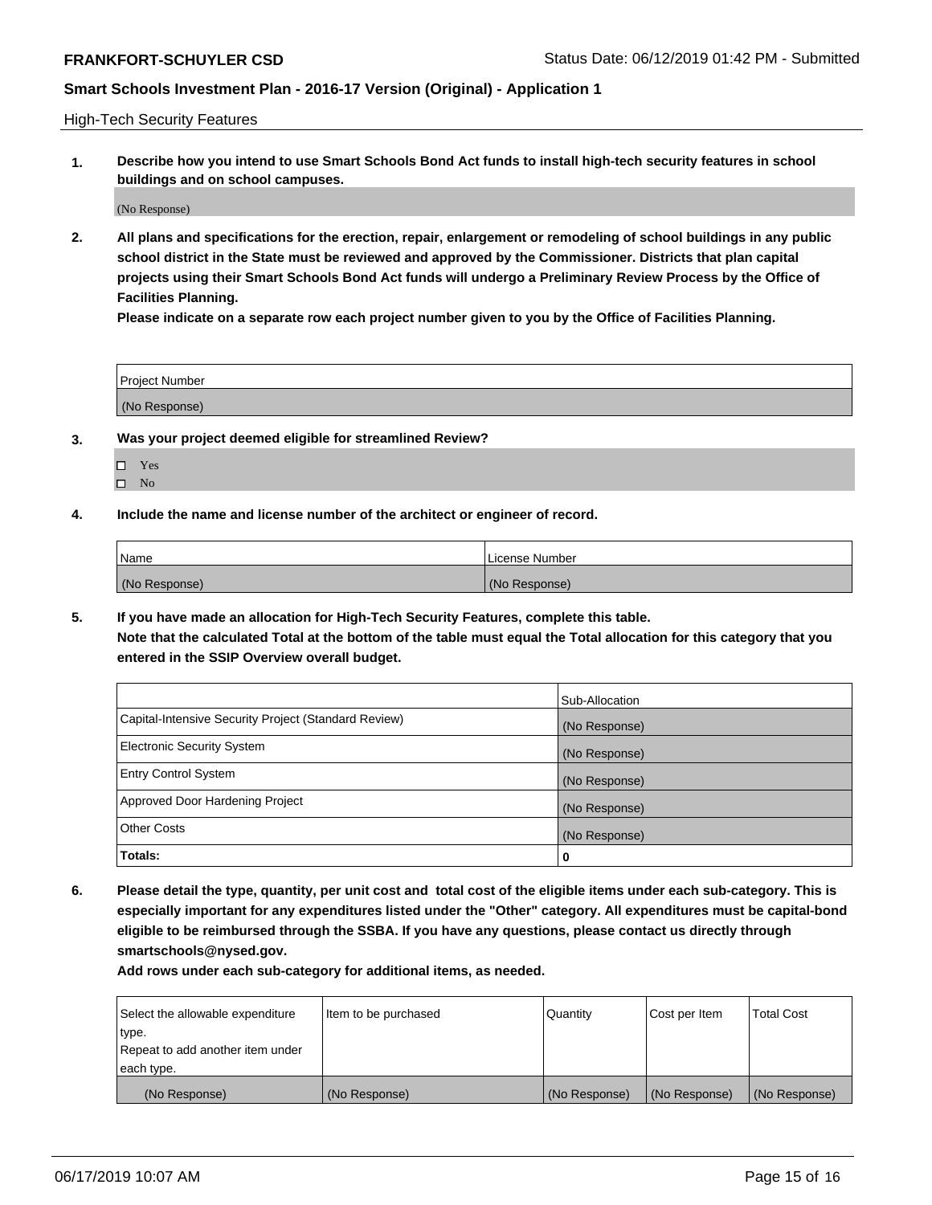High-Tech Security Features

**1. Describe how you intend to use Smart Schools Bond Act funds to install high-tech security features in school buildings and on school campuses.**

(No Response)

**2. All plans and specifications for the erection, repair, enlargement or remodeling of school buildings in any public school district in the State must be reviewed and approved by the Commissioner. Districts that plan capital projects using their Smart Schools Bond Act funds will undergo a Preliminary Review Process by the Office of Facilities Planning.**

**Please indicate on a separate row each project number given to you by the Office of Facilities Planning.**

| Project Number |
| --- |
| (No Response) |

**3. Was your project deemed eligible for streamlined Review?**

- ☐ Yes
- ☐ No

**4. Include the name and license number of the architect or engineer of record.**

| Name | License Number |
| --- | --- |
| (No Response) | (No Response) |

**5. If you have made an allocation for High-Tech Security Features, complete this table.**
**Note that the calculated Total at the bottom of the table must equal the Total allocation for this category that you entered in the SSIP Overview overall budget.**

| | Sub-Allocation |
| --- | --- |
| Capital-Intensive Security Project (Standard Review) | (No Response) |
| Electronic Security System | (No Response) |
| Entry Control System | (No Response) |
| Approved Door Hardening Project | (No Response) |
| Other Costs | (No Response) |
| **Totals:** | **0** |

**6. Please detail the type, quantity, per unit cost and total cost of the eligible items under each sub-category. This is especially important for any expenditures listed under the "Other" category. All expenditures must be capital-bond eligible to be reimbursed through the SSBA. If you have any questions, please contact us directly through smartschools@nysed.gov.**

**Add rows under each sub-category for additional items, as needed.**

| Select the allowable expenditure type. Repeat to add another item under each type. | Item to be purchased | Quantity | Cost per Item | Total Cost |
| --- | --- | --- | --- | --- |
| (No Response) | (No Response) | (No Response) | (No Response) | (No Response) |